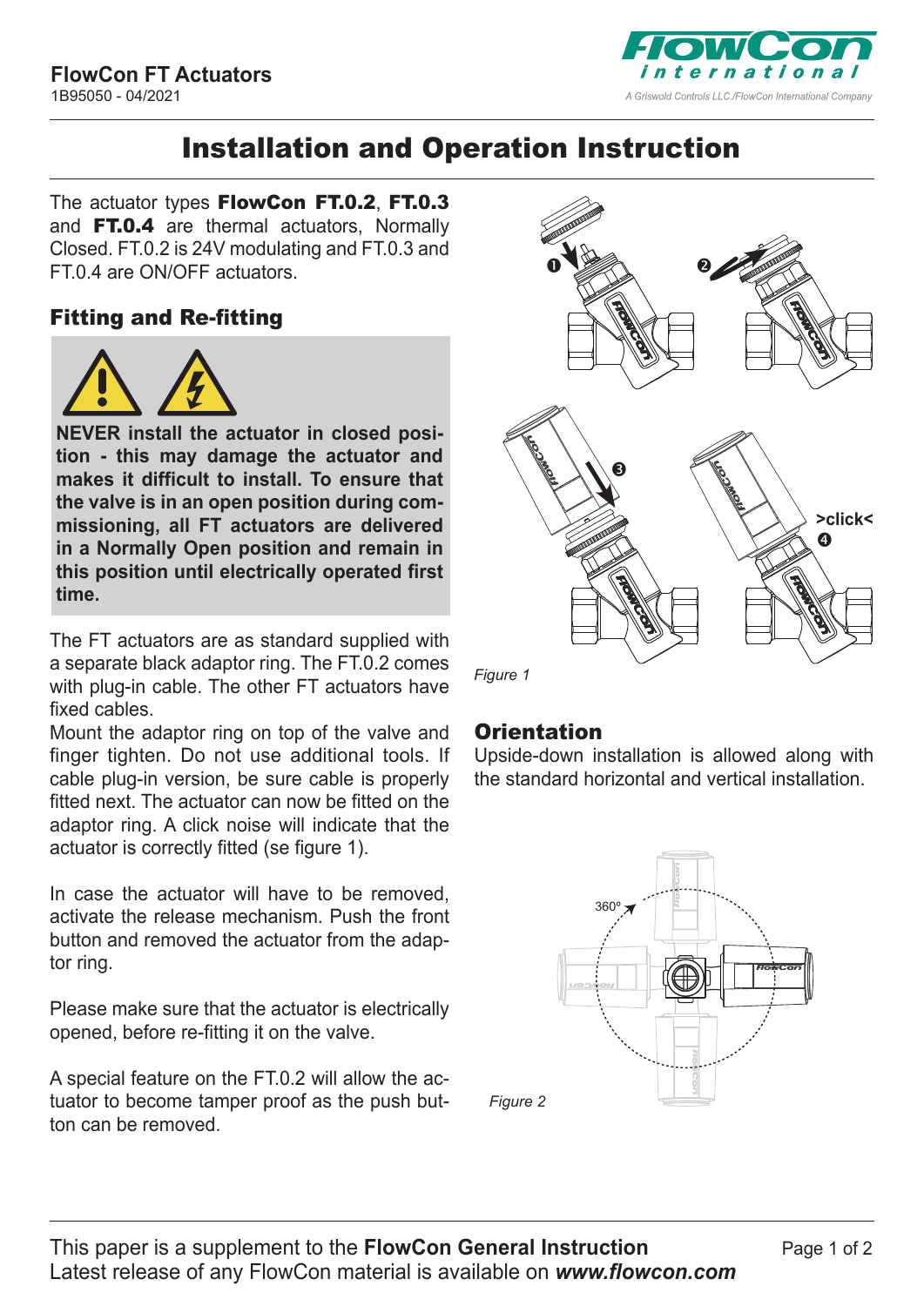# Installation and Operation Instruction

The actuator types **FlowCon FT.0.2**, **FT.0.3** and **FT.0.4** are thermal actuators, Normally Closed. FT.0.2 is 24V modulating and FT.0.3 and FT.0.4 are ON/OFF actuators.

## Fitting and Re-fitting

**NEVER install the actuator in closed position - this may damage the actuator and makes it difficult to install. To ensure that the valve is in an open position during commissioning, all FT actuators are delivered in a Normally Open position and remain in this position until electrically operated first time.**

The FT actuators are as standard supplied with a separate black adaptor ring. The FT.0.2 comes with plug-in cable. The other FT actuators have fixed cables.

Mount the adaptor ring on top of the valve and finger tighten. Do not use additional tools. If cable plug-in version, be sure cable is properly fitted next. The actuator can now be fitted on the adaptor ring. A click noise will indicate that the actuator is correctly fitted (se figure 1).

In case the actuator will have to be removed, activate the release mechanism. Push the front button and removed the actuator from the adaptor ring.

Please make sure that the actuator is electrically opened, before re-fitting it on the valve.

A special feature on the FT.0.2 will allow the actuator to become tamper proof as the push button can be removed.

*Figure 1*

## Orientation

Upside-down installation is allowed along with the standard horizontal and vertical installation.

*Figure 2*

This paper is a supplement to the **FlowCon General Instruction**
Latest release of any FlowCon material is available on ***www.flowcon.com***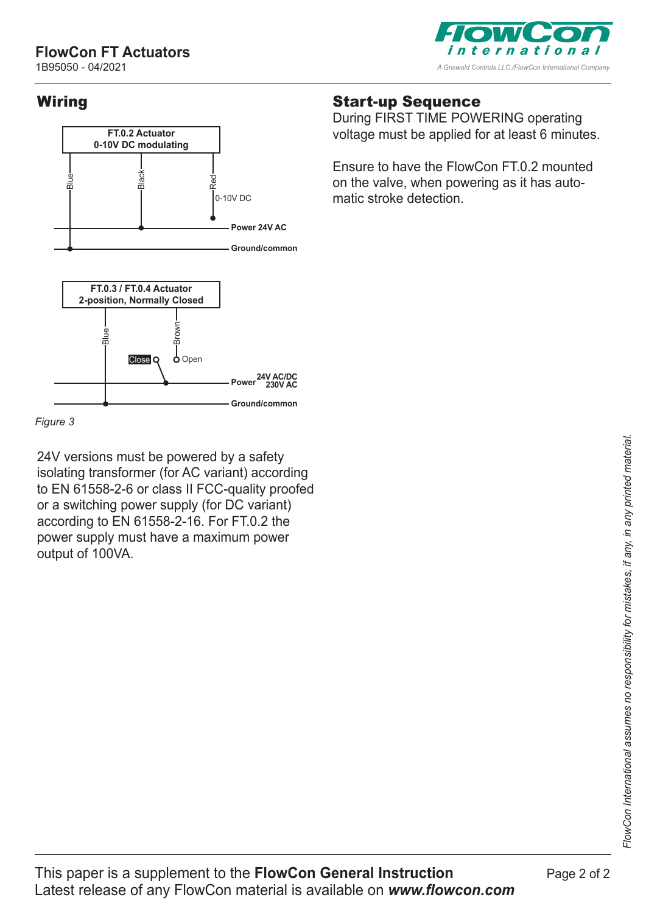## Wiring

FT.0.2 Actuator
0-10V DC modulating

Blue
Black
Red
0-10V DC
Power 24V AC
Ground/common

FT.0.3 / FT.0.4 Actuator
2-position, Normally Closed

Blue
Brown
Close
Open
Power 24V AC/DC 230V AC
Ground/common

*Figure 3*

24V versions must be powered by a safety isolating transformer (for AC variant) according to EN 61558-2-6 or class II FCC-quality proofed or a switching power supply (for DC variant) according to EN 61558-2-16. For FT.0.2 the power supply must have a maximum power output of 100VA.

## Start-up Sequence

During FIRST TIME POWERING operating voltage must be applied for at least 6 minutes.

Ensure to have the FlowCon FT.0.2 mounted on the valve, when powering as it has automatic stroke detection.

*FlowCon International assumes no responsibility for mistakes, if any, in any printed material.*

This paper is a supplement to the **FlowCon General Instruction**
Latest release of any FlowCon material is available on ***www.flowcon.com***